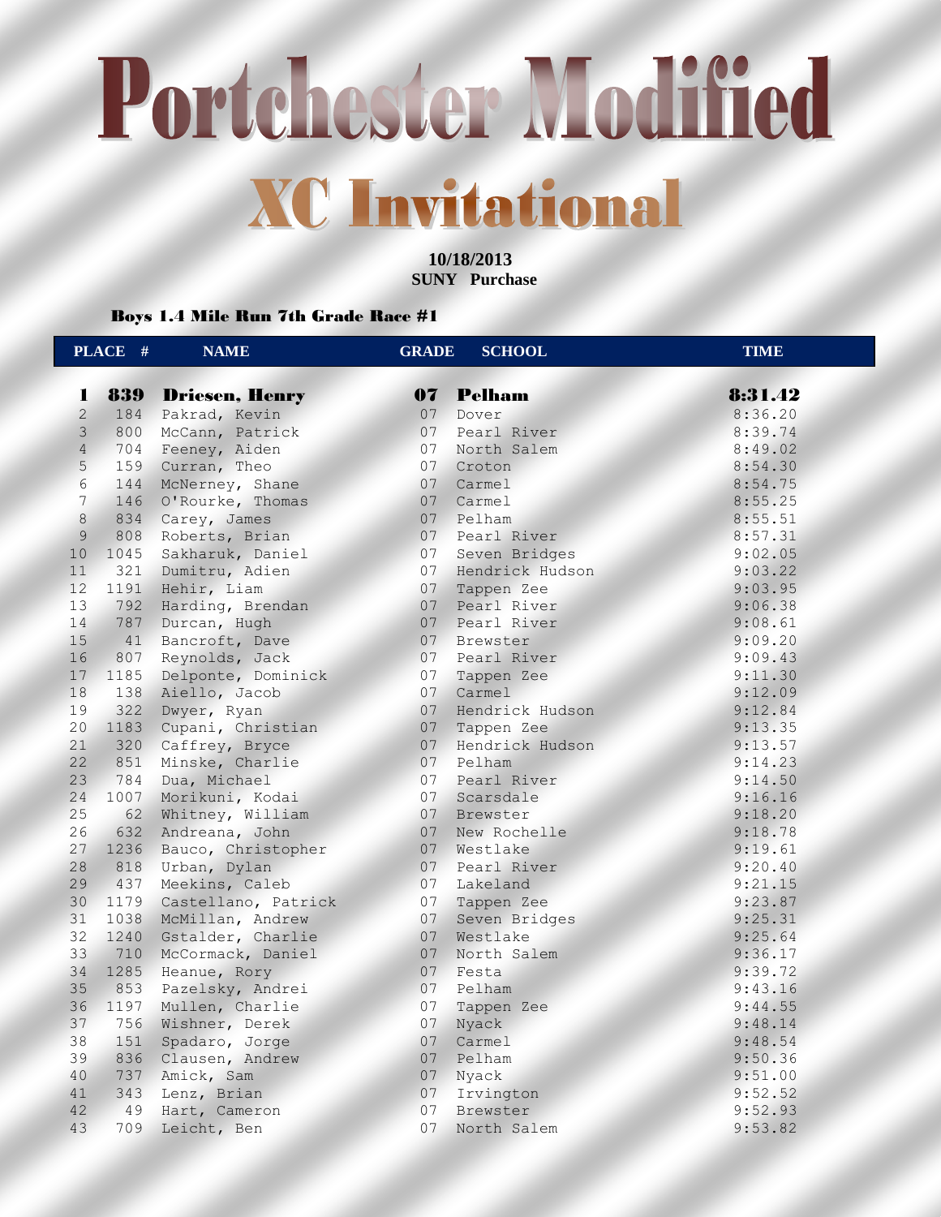# Portchester Modified

## XC Invitational

**10/18/2013**
**SUNY Purchase**

### Boys 1.4 Mile Run 7th Grade Race #1

| PLACE | # | NAME | GRADE | SCHOOL | TIME |
|---|---|---|---|---|---|
| **1** | **839** | **Driesen, Henry** | **07** | **Pelham** | **8:31.42** |
| 2 | 184 | Pakrad, Kevin | 07 | Dover | 8:36.20 |
| 3 | 800 | McCann, Patrick | 07 | Pearl River | 8:39.74 |
| 4 | 704 | Feeney, Aiden | 07 | North Salem | 8:49.02 |
| 5 | 159 | Curran, Theo | 07 | Croton | 8:54.30 |
| 6 | 144 | McNerney, Shane | 07 | Carmel | 8:54.75 |
| 7 | 146 | O'Rourke, Thomas | 07 | Carmel | 8:55.25 |
| 8 | 834 | Carey, James | 07 | Pelham | 8:55.51 |
| 9 | 808 | Roberts, Brian | 07 | Pearl River | 8:57.31 |
| 10 | 1045 | Sakharuk, Daniel | 07 | Seven Bridges | 9:02.05 |
| 11 | 321 | Dumitru, Adien | 07 | Hendrick Hudson | 9:03.22 |
| 12 | 1191 | Hehir, Liam | 07 | Tappen Zee | 9:03.95 |
| 13 | 792 | Harding, Brendan | 07 | Pearl River | 9:06.38 |
| 14 | 787 | Durcan, Hugh | 07 | Pearl River | 9:08.61 |
| 15 | 41 | Bancroft, Dave | 07 | Brewster | 9:09.20 |
| 16 | 807 | Reynolds, Jack | 07 | Pearl River | 9:09.43 |
| 17 | 1185 | Delponte, Dominick | 07 | Tappen Zee | 9:11.30 |
| 18 | 138 | Aiello, Jacob | 07 | Carmel | 9:12.09 |
| 19 | 322 | Dwyer, Ryan | 07 | Hendrick Hudson | 9:12.84 |
| 20 | 1183 | Cupani, Christian | 07 | Tappen Zee | 9:13.35 |
| 21 | 320 | Caffrey, Bryce | 07 | Hendrick Hudson | 9:13.57 |
| 22 | 851 | Minske, Charlie | 07 | Pelham | 9:14.23 |
| 23 | 784 | Dua, Michael | 07 | Pearl River | 9:14.50 |
| 24 | 1007 | Morikuni, Kodai | 07 | Scarsdale | 9:16.16 |
| 25 | 62 | Whitney, William | 07 | Brewster | 9:18.20 |
| 26 | 632 | Andreana, John | 07 | New Rochelle | 9:18.78 |
| 27 | 1236 | Bauco, Christopher | 07 | Westlake | 9:19.61 |
| 28 | 818 | Urban, Dylan | 07 | Pearl River | 9:20.40 |
| 29 | 437 | Meekins, Caleb | 07 | Lakeland | 9:21.15 |
| 30 | 1179 | Castellano, Patrick | 07 | Tappen Zee | 9:23.87 |
| 31 | 1038 | McMillan, Andrew | 07 | Seven Bridges | 9:25.31 |
| 32 | 1240 | Gstalder, Charlie | 07 | Westlake | 9:25.64 |
| 33 | 710 | McCormack, Daniel | 07 | North Salem | 9:36.17 |
| 34 | 1285 | Heanue, Rory | 07 | Festa | 9:39.72 |
| 35 | 853 | Pazelsky, Andrei | 07 | Pelham | 9:43.16 |
| 36 | 1197 | Mullen, Charlie | 07 | Tappen Zee | 9:44.55 |
| 37 | 756 | Wishner, Derek | 07 | Nyack | 9:48.14 |
| 38 | 151 | Spadaro, Jorge | 07 | Carmel | 9:48.54 |
| 39 | 836 | Clausen, Andrew | 07 | Pelham | 9:50.36 |
| 40 | 737 | Amick, Sam | 07 | Nyack | 9:51.00 |
| 41 | 343 | Lenz, Brian | 07 | Irvington | 9:52.52 |
| 42 | 49 | Hart, Cameron | 07 | Brewster | 9:52.93 |
| 43 | 709 | Leicht, Ben | 07 | North Salem | 9:53.82 |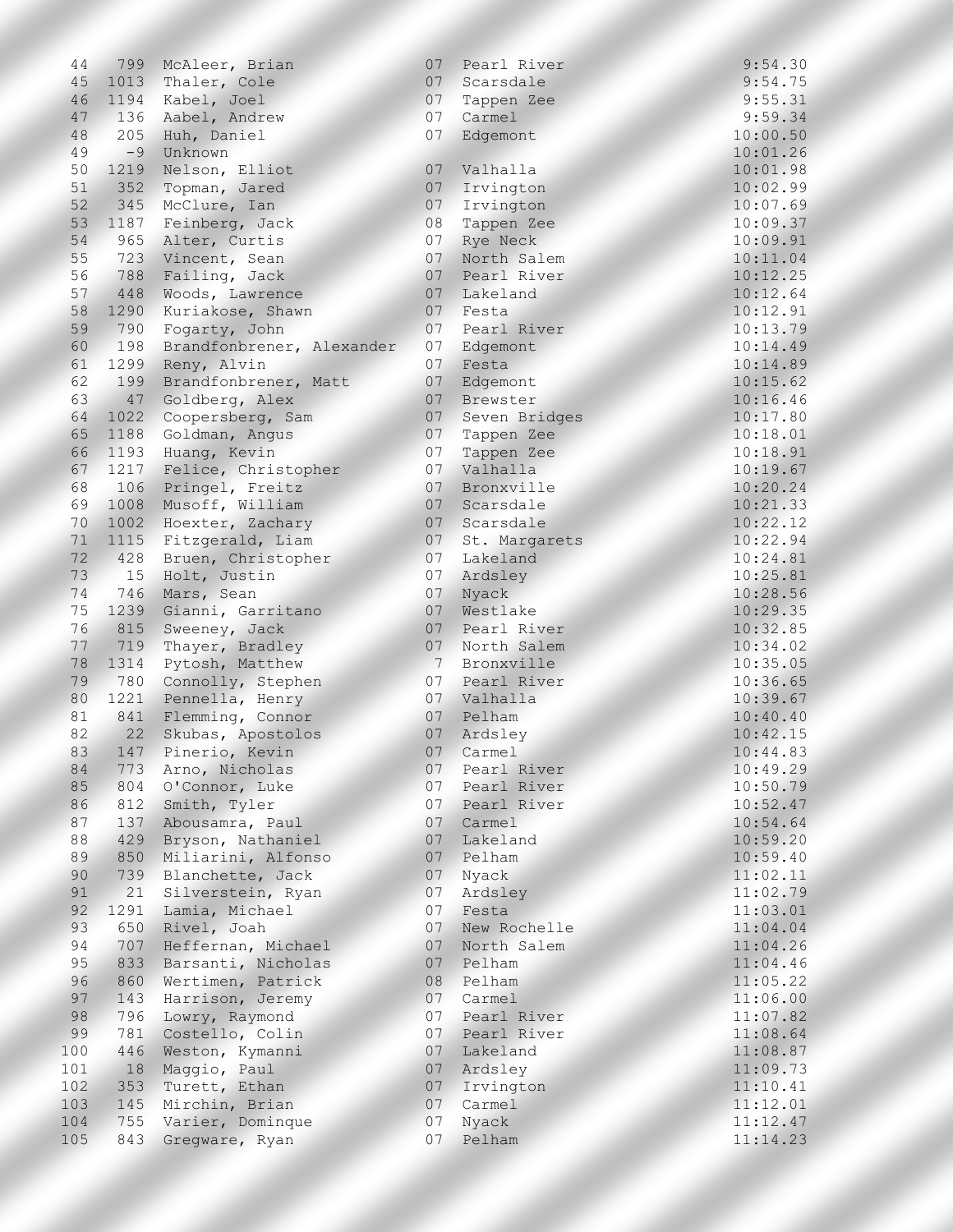| | | | | | |
|---|---|---|---|---|---|
| 44 | 799 | McAleer, Brian | 07 | Pearl River | 9:54.30 |
| 45 | 1013 | Thaler, Cole | 07 | Scarsdale | 9:54.75 |
| 46 | 1194 | Kabel, Joel | 07 | Tappen Zee | 9:55.31 |
| 47 | 136 | Aabel, Andrew | 07 | Carmel | 9:59.34 |
| 48 | 205 | Huh, Daniel | 07 | Edgemont | 10:00.50 |
| 49 | -9 | Unknown | | | 10:01.26 |
| 50 | 1219 | Nelson, Elliot | 07 | Valhalla | 10:01.98 |
| 51 | 352 | Topman, Jared | 07 | Irvington | 10:02.99 |
| 52 | 345 | McClure, Ian | 07 | Irvington | 10:07.69 |
| 53 | 1187 | Feinberg, Jack | 08 | Tappen Zee | 10:09.37 |
| 54 | 965 | Alter, Curtis | 07 | Rye Neck | 10:09.91 |
| 55 | 723 | Vincent, Sean | 07 | North Salem | 10:11.04 |
| 56 | 788 | Failing, Jack | 07 | Pearl River | 10:12.25 |
| 57 | 448 | Woods, Lawrence | 07 | Lakeland | 10:12.64 |
| 58 | 1290 | Kuriakose, Shawn | 07 | Festa | 10:12.91 |
| 59 | 790 | Fogarty, John | 07 | Pearl River | 10:13.79 |
| 60 | 198 | Brandfonbrener, Alexander | 07 | Edgemont | 10:14.49 |
| 61 | 1299 | Reny, Alvin | 07 | Festa | 10:14.89 |
| 62 | 199 | Brandfonbrener, Matt | 07 | Edgemont | 10:15.62 |
| 63 | 47 | Goldberg, Alex | 07 | Brewster | 10:16.46 |
| 64 | 1022 | Coopersberg, Sam | 07 | Seven Bridges | 10:17.80 |
| 65 | 1188 | Goldman, Angus | 07 | Tappen Zee | 10:18.01 |
| 66 | 1193 | Huang, Kevin | 07 | Tappen Zee | 10:18.91 |
| 67 | 1217 | Felice, Christopher | 07 | Valhalla | 10:19.67 |
| 68 | 106 | Pringel, Freitz | 07 | Bronxville | 10:20.24 |
| 69 | 1008 | Musoff, William | 07 | Scarsdale | 10:21.33 |
| 70 | 1002 | Hoexter, Zachary | 07 | Scarsdale | 10:22.12 |
| 71 | 1115 | Fitzgerald, Liam | 07 | St. Margarets | 10:22.94 |
| 72 | 428 | Bruen, Christopher | 07 | Lakeland | 10:24.81 |
| 73 | 15 | Holt, Justin | 07 | Ardsley | 10:25.81 |
| 74 | 746 | Mars, Sean | 07 | Nyack | 10:28.56 |
| 75 | 1239 | Gianni, Garritano | 07 | Westlake | 10:29.35 |
| 76 | 815 | Sweeney, Jack | 07 | Pearl River | 10:32.85 |
| 77 | 719 | Thayer, Bradley | 07 | North Salem | 10:34.02 |
| 78 | 1314 | Pytosh, Matthew | 7 | Bronxville | 10:35.05 |
| 79 | 780 | Connolly, Stephen | 07 | Pearl River | 10:36.65 |
| 80 | 1221 | Pennella, Henry | 07 | Valhalla | 10:39.67 |
| 81 | 841 | Flemming, Connor | 07 | Pelham | 10:40.40 |
| 82 | 22 | Skubas, Apostolos | 07 | Ardsley | 10:42.15 |
| 83 | 147 | Pinerio, Kevin | 07 | Carmel | 10:44.83 |
| 84 | 773 | Arno, Nicholas | 07 | Pearl River | 10:49.29 |
| 85 | 804 | O'Connor, Luke | 07 | Pearl River | 10:50.79 |
| 86 | 812 | Smith, Tyler | 07 | Pearl River | 10:52.47 |
| 87 | 137 | Abousamra, Paul | 07 | Carmel | 10:54.64 |
| 88 | 429 | Bryson, Nathaniel | 07 | Lakeland | 10:59.20 |
| 89 | 850 | Miliarini, Alfonso | 07 | Pelham | 10:59.40 |
| 90 | 739 | Blanchette, Jack | 07 | Nyack | 11:02.11 |
| 91 | 21 | Silverstein, Ryan | 07 | Ardsley | 11:02.79 |
| 92 | 1291 | Lamia, Michael | 07 | Festa | 11:03.01 |
| 93 | 650 | Rivel, Joah | 07 | New Rochelle | 11:04.04 |
| 94 | 707 | Heffernan, Michael | 07 | North Salem | 11:04.26 |
| 95 | 833 | Barsanti, Nicholas | 07 | Pelham | 11:04.46 |
| 96 | 860 | Wertimen, Patrick | 08 | Pelham | 11:05.22 |
| 97 | 143 | Harrison, Jeremy | 07 | Carmel | 11:06.00 |
| 98 | 796 | Lowry, Raymond | 07 | Pearl River | 11:07.82 |
| 99 | 781 | Costello, Colin | 07 | Pearl River | 11:08.64 |
| 100 | 446 | Weston, Kymanni | 07 | Lakeland | 11:08.87 |
| 101 | 18 | Maggio, Paul | 07 | Ardsley | 11:09.73 |
| 102 | 353 | Turett, Ethan | 07 | Irvington | 11:10.41 |
| 103 | 145 | Mirchin, Brian | 07 | Carmel | 11:12.01 |
| 104 | 755 | Varier, Dominque | 07 | Nyack | 11:12.47 |
| 105 | 843 | Gregware, Ryan | 07 | Pelham | 11:14.23 |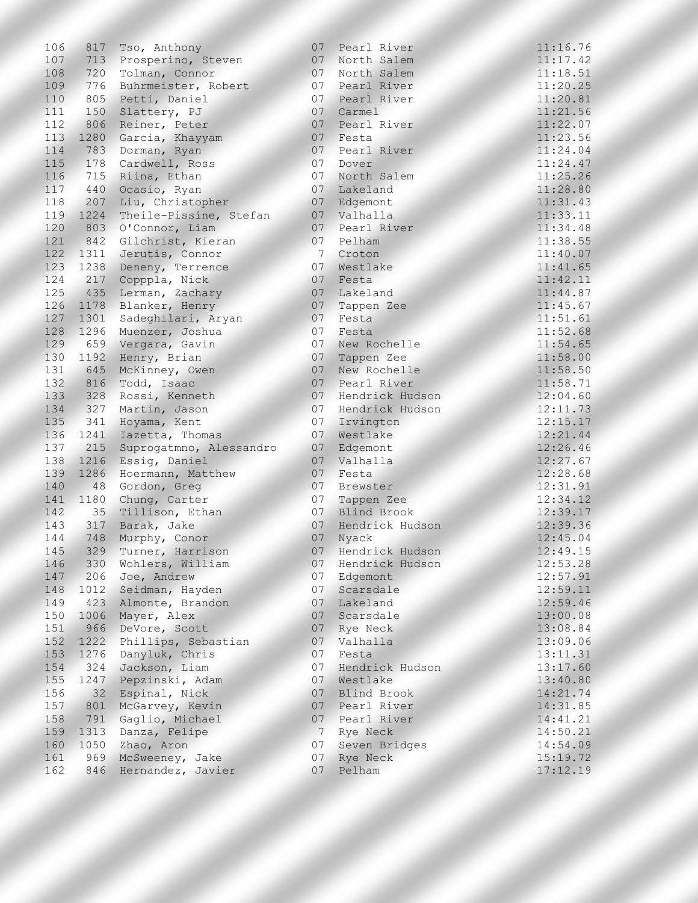| | | | | | |
|---|---|---|---|---|---|
| 106 | 817 | Tso, Anthony | 07 | Pearl River | 11:16.76 |
| 107 | 713 | Prosperino, Steven | 07 | North Salem | 11:17.42 |
| 108 | 720 | Tolman, Connor | 07 | North Salem | 11:18.51 |
| 109 | 776 | Buhrmeister, Robert | 07 | Pearl River | 11:20.25 |
| 110 | 805 | Petti, Daniel | 07 | Pearl River | 11:20.81 |
| 111 | 150 | Slattery, PJ | 07 | Carmel | 11:21.56 |
| 112 | 806 | Reiner, Peter | 07 | Pearl River | 11:22.07 |
| 113 | 1280 | Garcia, Khayyam | 07 | Festa | 11:23.56 |
| 114 | 783 | Dorman, Ryan | 07 | Pearl River | 11:24.04 |
| 115 | 178 | Cardwell, Ross | 07 | Dover | 11:24.47 |
| 116 | 715 | Riina, Ethan | 07 | North Salem | 11:25.26 |
| 117 | 440 | Ocasio, Ryan | 07 | Lakeland | 11:28.80 |
| 118 | 207 | Liu, Christopher | 07 | Edgemont | 11:31.43 |
| 119 | 1224 | Theile-Pissine, Stefan | 07 | Valhalla | 11:33.11 |
| 120 | 803 | O'Connor, Liam | 07 | Pearl River | 11:34.48 |
| 121 | 842 | Gilchrist, Kieran | 07 | Pelham | 11:38.55 |
| 122 | 1311 | Jerutis, Connor | 7 | Croton | 11:40.07 |
| 123 | 1238 | Deneny, Terrence | 07 | Westlake | 11:41.65 |
| 124 | 217 | Copppla, Nick | 07 | Festa | 11:42.11 |
| 125 | 435 | Lerman, Zachary | 07 | Lakeland | 11:44.87 |
| 126 | 1178 | Blanker, Henry | 07 | Tappen Zee | 11:45.67 |
| 127 | 1301 | Sadeghilari, Aryan | 07 | Festa | 11:51.61 |
| 128 | 1296 | Muenzer, Joshua | 07 | Festa | 11:52.68 |
| 129 | 659 | Vergara, Gavin | 07 | New Rochelle | 11:54.65 |
| 130 | 1192 | Henry, Brian | 07 | Tappen Zee | 11:58.00 |
| 131 | 645 | McKinney, Owen | 07 | New Rochelle | 11:58.50 |
| 132 | 816 | Todd, Isaac | 07 | Pearl River | 11:58.71 |
| 133 | 328 | Rossi, Kenneth | 07 | Hendrick Hudson | 12:04.60 |
| 134 | 327 | Martin, Jason | 07 | Hendrick Hudson | 12:11.73 |
| 135 | 341 | Hoyama, Kent | 07 | Irvington | 12:15.17 |
| 136 | 1241 | Iazetta, Thomas | 07 | Westlake | 12:21.44 |
| 137 | 215 | Suprogatmno, Alessandro | 07 | Edgemont | 12:26.46 |
| 138 | 1216 | Essig, Daniel | 07 | Valhalla | 12:27.67 |
| 139 | 1286 | Hoermann, Matthew | 07 | Festa | 12:28.68 |
| 140 | 48 | Gordon, Greg | 07 | Brewster | 12:31.91 |
| 141 | 1180 | Chung, Carter | 07 | Tappen Zee | 12:34.12 |
| 142 | 35 | Tillison, Ethan | 07 | Blind Brook | 12:39.17 |
| 143 | 317 | Barak, Jake | 07 | Hendrick Hudson | 12:39.36 |
| 144 | 748 | Murphy, Conor | 07 | Nyack | 12:45.04 |
| 145 | 329 | Turner, Harrison | 07 | Hendrick Hudson | 12:49.15 |
| 146 | 330 | Wohlers, William | 07 | Hendrick Hudson | 12:53.28 |
| 147 | 206 | Joe, Andrew | 07 | Edgemont | 12:57.91 |
| 148 | 1012 | Seidman, Hayden | 07 | Scarsdale | 12:59.11 |
| 149 | 423 | Almonte, Brandon | 07 | Lakeland | 12:59.46 |
| 150 | 1006 | Mayer, Alex | 07 | Scarsdale | 13:00.08 |
| 151 | 966 | DeVore, Scott | 07 | Rye Neck | 13:08.84 |
| 152 | 1222 | Phillips, Sebastian | 07 | Valhalla | 13:09.06 |
| 153 | 1276 | Danyluk, Chris | 07 | Festa | 13:11.31 |
| 154 | 324 | Jackson, Liam | 07 | Hendrick Hudson | 13:17.60 |
| 155 | 1247 | Pepzinski, Adam | 07 | Westlake | 13:40.80 |
| 156 | 32 | Espinal, Nick | 07 | Blind Brook | 14:21.74 |
| 157 | 801 | McGarvey, Kevin | 07 | Pearl River | 14:31.85 |
| 158 | 791 | Gaglio, Michael | 07 | Pearl River | 14:41.21 |
| 159 | 1313 | Danza, Felipe | 7 | Rye Neck | 14:50.21 |
| 160 | 1050 | Zhao, Aron | 07 | Seven Bridges | 14:54.09 |
| 161 | 969 | McSweeney, Jake | 07 | Rye Neck | 15:19.72 |
| 162 | 846 | Hernandez, Javier | 07 | Pelham | 17:12.19 |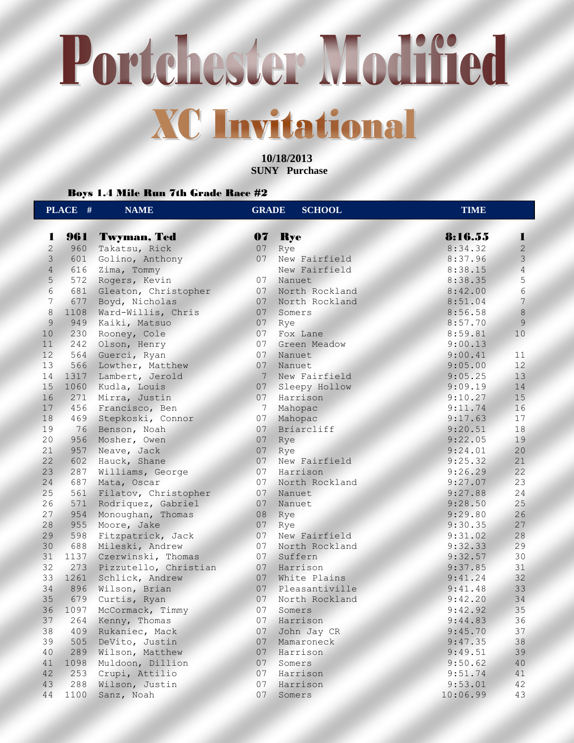# Portchester Modified

## XC Invitational

**10/18/2013**
**SUNY Purchase**

### Boys 1.4 Mile Run 7th Grade Race #2

| PLACE | # | NAME | GRADE | SCHOOL | TIME | |
|---|---|---|---|---|---|---|
| **1** | **961** | **Twyman, Ted** | **07** | **Rye** | **8:16.55** | **1** |
| 2 | 960 | Takatsu, Rick | 07 | Rye | 8:34.32 | 2 |
| 3 | 601 | Golino, Anthony | 07 | New Fairfield | 8:37.96 | 3 |
| 4 | 616 | Zima, Tommy | | New Fairfield | 8:38.15 | 4 |
| 5 | 572 | Rogers, Kevin | 07 | Nanuet | 8:38.35 | 5 |
| 6 | 681 | Gleaton, Christopher | 07 | North Rockland | 8:42.00 | 6 |
| 7 | 677 | Boyd, Nicholas | 07 | North Rockland | 8:51.04 | 7 |
| 8 | 1108 | Ward-Willis, Chris | 07 | Somers | 8:56.58 | 8 |
| 9 | 949 | Kaiki, Matsuo | 07 | Rye | 8:57.70 | 9 |
| 10 | 230 | Rooney, Cole | 07 | Fox Lane | 8:59.81 | 10 |
| 11 | 242 | Olson, Henry | 07 | Green Meadow | 9:00.13 | |
| 12 | 564 | Guerci, Ryan | 07 | Nanuet | 9:00.41 | 11 |
| 13 | 566 | Lowther, Matthew | 07 | Nanuet | 9:05.00 | 12 |
| 14 | 1317 | Lambert, Jerold | 7 | New Fairfield | 9:05.25 | 13 |
| 15 | 1060 | Kudla, Louis | 07 | Sleepy Hollow | 9:09.19 | 14 |
| 16 | 271 | Mirra, Justin | 07 | Harrison | 9:10.27 | 15 |
| 17 | 456 | Francisco, Ben | 7 | Mahopac | 9:11.74 | 16 |
| 18 | 469 | Stepkoski, Connor | 07 | Mahopac | 9:17.63 | 17 |
| 19 | 76 | Benson, Noah | 07 | Briarcliff | 9:20.51 | 18 |
| 20 | 956 | Mosher, Owen | 07 | Rye | 9:22.05 | 19 |
| 21 | 957 | Neave, Jack | 07 | Rye | 9:24.01 | 20 |
| 22 | 602 | Hauck, Shane | 07 | New Fairfield | 9:25.32 | 21 |
| 23 | 287 | Williams, George | 07 | Harrison | 9:26.29 | 22 |
| 24 | 687 | Mata, Oscar | 07 | North Rockland | 9:27.07 | 23 |
| 25 | 561 | Filatov, Christopher | 07 | Nanuet | 9:27.88 | 24 |
| 26 | 571 | Rodriquez, Gabriel | 07 | Nanuet | 9:28.50 | 25 |
| 27 | 954 | Monoughan, Thomas | 08 | Rye | 9:29.80 | 26 |
| 28 | 955 | Moore, Jake | 07 | Rye | 9:30.35 | 27 |
| 29 | 598 | Fitzpatrick, Jack | 07 | New Fairfield | 9:31.02 | 28 |
| 30 | 688 | Mileski, Andrew | 07 | North Rockland | 9:32.33 | 29 |
| 31 | 1137 | Czerwinski, Thomas | 07 | Suffern | 9:32.57 | 30 |
| 32 | 273 | Pizzutello, Christian | 07 | Harrison | 9:37.85 | 31 |
| 33 | 1261 | Schlick, Andrew | 07 | White Plains | 9:41.24 | 32 |
| 34 | 896 | Wilson, Brian | 07 | Pleasantiville | 9:41.48 | 33 |
| 35 | 679 | Curtis, Ryan | 07 | North Rockland | 9:42.20 | 34 |
| 36 | 1097 | McCormack, Timmy | 07 | Somers | 9:42.92 | 35 |
| 37 | 264 | Kenny, Thomas | 07 | Harrison | 9:44.83 | 36 |
| 38 | 409 | Rukaniec, Mack | 07 | John Jay CR | 9:45.70 | 37 |
| 39 | 505 | DeVito, Justin | 07 | Mamaroneck | 9:47.35 | 38 |
| 40 | 289 | Wilson, Matthew | 07 | Harrison | 9:49.51 | 39 |
| 41 | 1098 | Muldoon, Dillion | 07 | Somers | 9:50.62 | 40 |
| 42 | 253 | Crupi, Attilio | 07 | Harrison | 9:51.74 | 41 |
| 43 | 288 | Wilson, Justin | 07 | Harrison | 9:53.01 | 42 |
| 44 | 1100 | Sanz, Noah | 07 | Somers | 10:06.99 | 43 |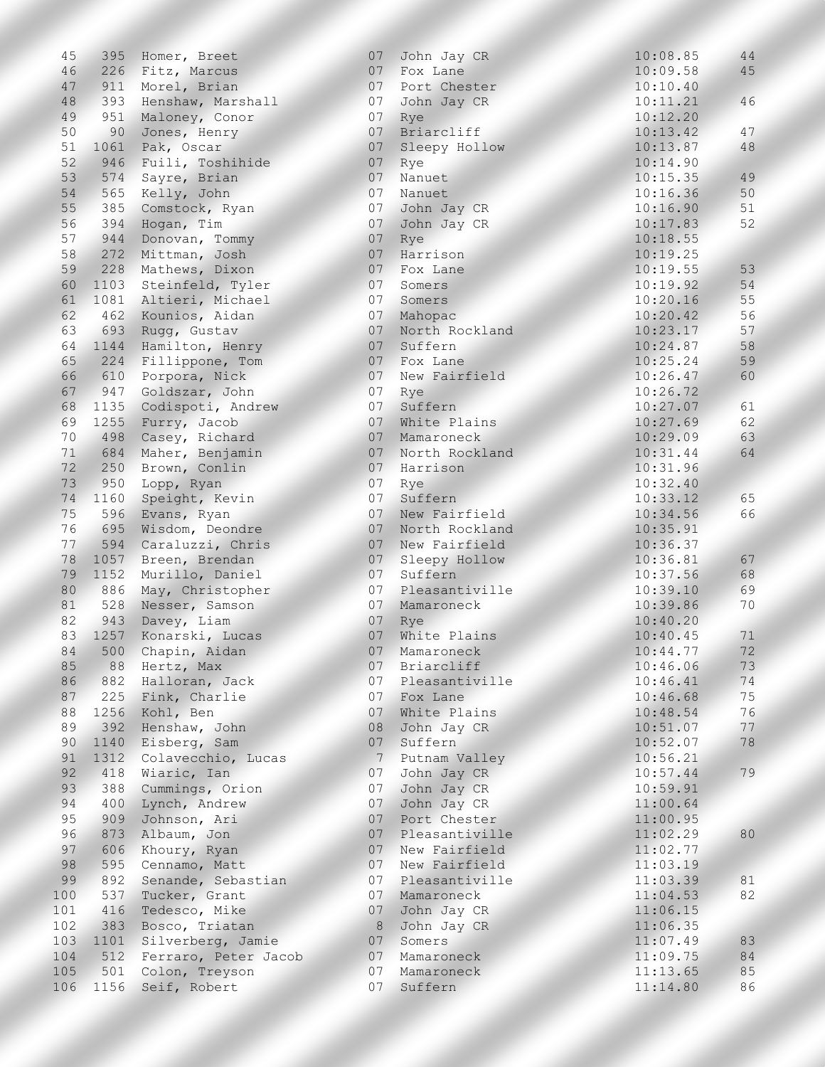| | | | | | | |
|---|---|---|---|---|---|---|
| 45 | 395 | Homer, Breet | 07 | John Jay CR | 10:08.85 | 44 |
| 46 | 226 | Fitz, Marcus | 07 | Fox Lane | 10:09.58 | 45 |
| 47 | 911 | Morel, Brian | 07 | Port Chester | 10:10.40 | |
| 48 | 393 | Henshaw, Marshall | 07 | John Jay CR | 10:11.21 | 46 |
| 49 | 951 | Maloney, Conor | 07 | Rye | 10:12.20 | |
| 50 | 90 | Jones, Henry | 07 | Briarcliff | 10:13.42 | 47 |
| 51 | 1061 | Pak, Oscar | 07 | Sleepy Hollow | 10:13.87 | 48 |
| 52 | 946 | Fuili, Toshihide | 07 | Rye | 10:14.90 | |
| 53 | 574 | Sayre, Brian | 07 | Nanuet | 10:15.35 | 49 |
| 54 | 565 | Kelly, John | 07 | Nanuet | 10:16.36 | 50 |
| 55 | 385 | Comstock, Ryan | 07 | John Jay CR | 10:16.90 | 51 |
| 56 | 394 | Hogan, Tim | 07 | John Jay CR | 10:17.83 | 52 |
| 57 | 944 | Donovan, Tommy | 07 | Rye | 10:18.55 | |
| 58 | 272 | Mittman, Josh | 07 | Harrison | 10:19.25 | |
| 59 | 228 | Mathews, Dixon | 07 | Fox Lane | 10:19.55 | 53 |
| 60 | 1103 | Steinfeld, Tyler | 07 | Somers | 10:19.92 | 54 |
| 61 | 1081 | Altieri, Michael | 07 | Somers | 10:20.16 | 55 |
| 62 | 462 | Kounios, Aidan | 07 | Mahopac | 10:20.42 | 56 |
| 63 | 693 | Rugg, Gustav | 07 | North Rockland | 10:23.17 | 57 |
| 64 | 1144 | Hamilton, Henry | 07 | Suffern | 10:24.87 | 58 |
| 65 | 224 | Fillippone, Tom | 07 | Fox Lane | 10:25.24 | 59 |
| 66 | 610 | Porpora, Nick | 07 | New Fairfield | 10:26.47 | 60 |
| 67 | 947 | Goldszar, John | 07 | Rye | 10:26.72 | |
| 68 | 1135 | Codispoti, Andrew | 07 | Suffern | 10:27.07 | 61 |
| 69 | 1255 | Furry, Jacob | 07 | White Plains | 10:27.69 | 62 |
| 70 | 498 | Casey, Richard | 07 | Mamaroneck | 10:29.09 | 63 |
| 71 | 684 | Maher, Benjamin | 07 | North Rockland | 10:31.44 | 64 |
| 72 | 250 | Brown, Conlin | 07 | Harrison | 10:31.96 | |
| 73 | 950 | Lopp, Ryan | 07 | Rye | 10:32.40 | |
| 74 | 1160 | Speight, Kevin | 07 | Suffern | 10:33.12 | 65 |
| 75 | 596 | Evans, Ryan | 07 | New Fairfield | 10:34.56 | 66 |
| 76 | 695 | Wisdom, Deondre | 07 | North Rockland | 10:35.91 | |
| 77 | 594 | Caraluzzi, Chris | 07 | New Fairfield | 10:36.37 | |
| 78 | 1057 | Breen, Brendan | 07 | Sleepy Hollow | 10:36.81 | 67 |
| 79 | 1152 | Murillo, Daniel | 07 | Suffern | 10:37.56 | 68 |
| 80 | 886 | May, Christopher | 07 | Pleasantiville | 10:39.10 | 69 |
| 81 | 528 | Nesser, Samson | 07 | Mamaroneck | 10:39.86 | 70 |
| 82 | 943 | Davey, Liam | 07 | Rye | 10:40.20 | |
| 83 | 1257 | Konarski, Lucas | 07 | White Plains | 10:40.45 | 71 |
| 84 | 500 | Chapin, Aidan | 07 | Mamaroneck | 10:44.77 | 72 |
| 85 | 88 | Hertz, Max | 07 | Briarcliff | 10:46.06 | 73 |
| 86 | 882 | Halloran, Jack | 07 | Pleasantiville | 10:46.41 | 74 |
| 87 | 225 | Fink, Charlie | 07 | Fox Lane | 10:46.68 | 75 |
| 88 | 1256 | Kohl, Ben | 07 | White Plains | 10:48.54 | 76 |
| 89 | 392 | Henshaw, John | 08 | John Jay CR | 10:51.07 | 77 |
| 90 | 1140 | Eisberg, Sam | 07 | Suffern | 10:52.07 | 78 |
| 91 | 1312 | Colavecchio, Lucas | 7 | Putnam Valley | 10:56.21 | |
| 92 | 418 | Wiaric, Ian | 07 | John Jay CR | 10:57.44 | 79 |
| 93 | 388 | Cummings, Orion | 07 | John Jay CR | 10:59.91 | |
| 94 | 400 | Lynch, Andrew | 07 | John Jay CR | 11:00.64 | |
| 95 | 909 | Johnson, Ari | 07 | Port Chester | 11:00.95 | |
| 96 | 873 | Albaum, Jon | 07 | Pleasantiville | 11:02.29 | 80 |
| 97 | 606 | Khoury, Ryan | 07 | New Fairfield | 11:02.77 | |
| 98 | 595 | Cennamo, Matt | 07 | New Fairfield | 11:03.19 | |
| 99 | 892 | Senande, Sebastian | 07 | Pleasantiville | 11:03.39 | 81 |
| 100 | 537 | Tucker, Grant | 07 | Mamaroneck | 11:04.53 | 82 |
| 101 | 416 | Tedesco, Mike | 07 | John Jay CR | 11:06.15 | |
| 102 | 383 | Bosco, Triatan | 8 | John Jay CR | 11:06.35 | |
| 103 | 1101 | Silverberg, Jamie | 07 | Somers | 11:07.49 | 83 |
| 104 | 512 | Ferraro, Peter Jacob | 07 | Mamaroneck | 11:09.75 | 84 |
| 105 | 501 | Colon, Treyson | 07 | Mamaroneck | 11:13.65 | 85 |
| 106 | 1156 | Seif, Robert | 07 | Suffern | 11:14.80 | 86 |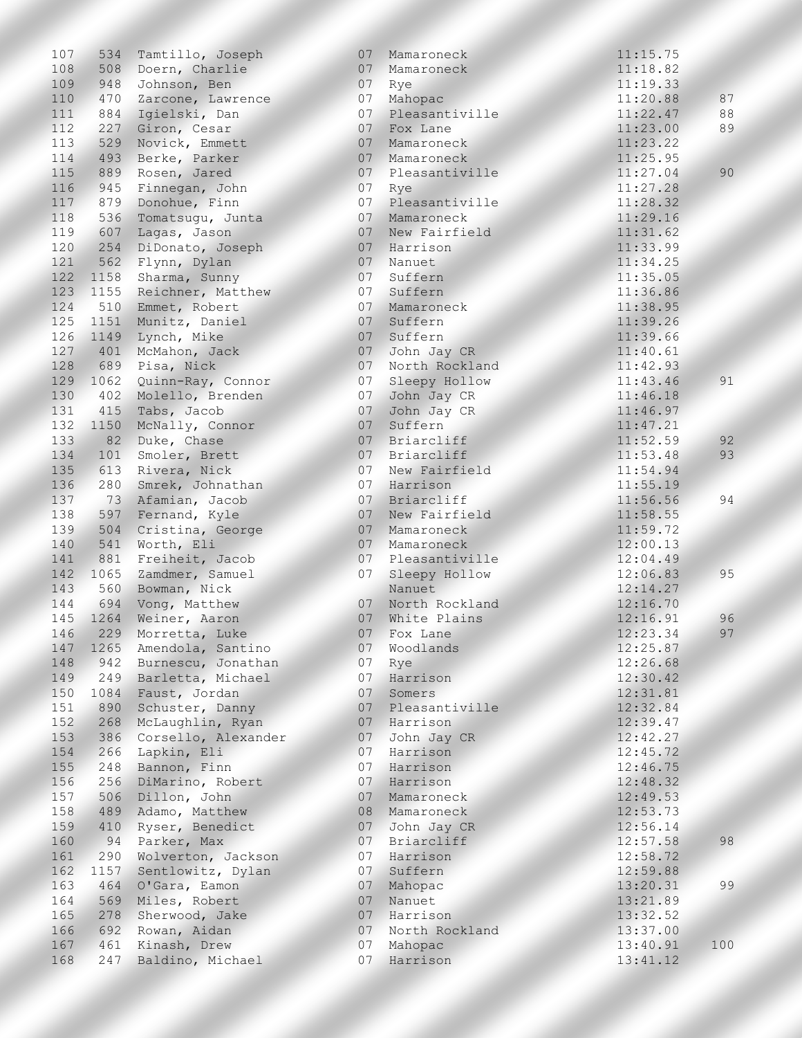| | | | | | | |
|---|---|---|---|---|---|---|
| 107 | 534 | Tamtillo, Joseph | 07 | Mamaroneck | 11:15.75 | |
| 108 | 508 | Doern, Charlie | 07 | Mamaroneck | 11:18.82 | |
| 109 | 948 | Johnson, Ben | 07 | Rye | 11:19.33 | |
| 110 | 470 | Zarcone, Lawrence | 07 | Mahopac | 11:20.88 | 87 |
| 111 | 884 | Igielski, Dan | 07 | Pleasantville | 11:22.47 | 88 |
| 112 | 227 | Giron, Cesar | 07 | Fox Lane | 11:23.00 | 89 |
| 113 | 529 | Novick, Emmett | 07 | Mamaroneck | 11:23.22 | |
| 114 | 493 | Berke, Parker | 07 | Mamaroneck | 11:25.95 | |
| 115 | 889 | Rosen, Jared | 07 | Pleasantville | 11:27.04 | 90 |
| 116 | 945 | Finnegan, John | 07 | Rye | 11:27.28 | |
| 117 | 879 | Donohue, Finn | 07 | Pleasantville | 11:28.32 | |
| 118 | 536 | Tomatsugu, Junta | 07 | Mamaroneck | 11:29.16 | |
| 119 | 607 | Lagas, Jason | 07 | New Fairfield | 11:31.62 | |
| 120 | 254 | DiDonato, Joseph | 07 | Harrison | 11:33.99 | |
| 121 | 562 | Flynn, Dylan | 07 | Nanuet | 11:34.25 | |
| 122 | 1158 | Sharma, Sunny | 07 | Suffern | 11:35.05 | |
| 123 | 1155 | Reichner, Matthew | 07 | Suffern | 11:36.86 | |
| 124 | 510 | Emmet, Robert | 07 | Mamaroneck | 11:38.95 | |
| 125 | 1151 | Munitz, Daniel | 07 | Suffern | 11:39.26 | |
| 126 | 1149 | Lynch, Mike | 07 | Suffern | 11:39.66 | |
| 127 | 401 | McMahon, Jack | 07 | John Jay CR | 11:40.61 | |
| 128 | 689 | Pisa, Nick | 07 | North Rockland | 11:42.93 | |
| 129 | 1062 | Quinn-Ray, Connor | 07 | Sleepy Hollow | 11:43.46 | 91 |
| 130 | 402 | Molello, Brenden | 07 | John Jay CR | 11:46.18 | |
| 131 | 415 | Tabs, Jacob | 07 | John Jay CR | 11:46.97 | |
| 132 | 1150 | McNally, Connor | 07 | Suffern | 11:47.21 | |
| 133 | 82 | Duke, Chase | 07 | Briarcliff | 11:52.59 | 92 |
| 134 | 101 | Smoler, Brett | 07 | Briarcliff | 11:53.48 | 93 |
| 135 | 613 | Rivera, Nick | 07 | New Fairfield | 11:54.94 | |
| 136 | 280 | Smrek, Johnathan | 07 | Harrison | 11:55.19 | |
| 137 | 73 | Afamian, Jacob | 07 | Briarcliff | 11:56.56 | 94 |
| 138 | 597 | Fernand, Kyle | 07 | New Fairfield | 11:58.55 | |
| 139 | 504 | Cristina, George | 07 | Mamaroneck | 11:59.72 | |
| 140 | 541 | Worth, Eli | 07 | Mamaroneck | 12:00.13 | |
| 141 | 881 | Freiheit, Jacob | 07 | Pleasantville | 12:04.49 | |
| 142 | 1065 | Zamdmer, Samuel | 07 | Sleepy Hollow | 12:06.83 | 95 |
| 143 | 560 | Bowman, Nick | | Nanuet | 12:14.27 | |
| 144 | 694 | Vong, Matthew | 07 | North Rockland | 12:16.70 | |
| 145 | 1264 | Weiner, Aaron | 07 | White Plains | 12:16.91 | 96 |
| 146 | 229 | Morretta, Luke | 07 | Fox Lane | 12:23.34 | 97 |
| 147 | 1265 | Amendola, Santino | 07 | Woodlands | 12:25.87 | |
| 148 | 942 | Burnescu, Jonathan | 07 | Rye | 12:26.68 | |
| 149 | 249 | Barletta, Michael | 07 | Harrison | 12:30.42 | |
| 150 | 1084 | Faust, Jordan | 07 | Somers | 12:31.81 | |
| 151 | 890 | Schuster, Danny | 07 | Pleasantville | 12:32.84 | |
| 152 | 268 | McLaughlin, Ryan | 07 | Harrison | 12:39.47 | |
| 153 | 386 | Corsello, Alexander | 07 | John Jay CR | 12:42.27 | |
| 154 | 266 | Lapkin, Eli | 07 | Harrison | 12:45.72 | |
| 155 | 248 | Bannon, Finn | 07 | Harrison | 12:46.75 | |
| 156 | 256 | DiMarino, Robert | 07 | Harrison | 12:48.32 | |
| 157 | 506 | Dillon, John | 07 | Mamaroneck | 12:49.53 | |
| 158 | 489 | Adamo, Matthew | 08 | Mamaroneck | 12:53.73 | |
| 159 | 410 | Ryser, Benedict | 07 | John Jay CR | 12:56.14 | |
| 160 | 94 | Parker, Max | 07 | Briarcliff | 12:57.58 | 98 |
| 161 | 290 | Wolverton, Jackson | 07 | Harrison | 12:58.72 | |
| 162 | 1157 | Sentlowitz, Dylan | 07 | Suffern | 12:59.88 | |
| 163 | 464 | O'Gara, Eamon | 07 | Mahopac | 13:20.31 | 99 |
| 164 | 569 | Miles, Robert | 07 | Nanuet | 13:21.89 | |
| 165 | 278 | Sherwood, Jake | 07 | Harrison | 13:32.52 | |
| 166 | 692 | Rowan, Aidan | 07 | North Rockland | 13:37.00 | |
| 167 | 461 | Kinash, Drew | 07 | Mahopac | 13:40.91 | 100 |
| 168 | 247 | Baldino, Michael | 07 | Harrison | 13:41.12 | |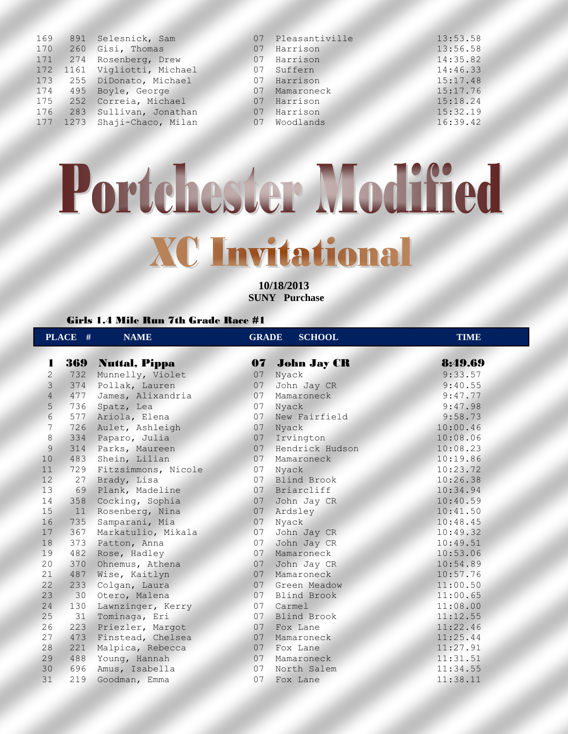| | | | | | |
|---|---|---|---|---|---|
| 169 | 891 | Selesnick, Sam | 07 | Pleasantiville | 13:53.58 |
| 170 | 260 | Gisi, Thomas | 07 | Harrison | 13:56.58 |
| 171 | 274 | Rosenberg, Drew | 07 | Harrison | 14:35.82 |
| 172 | 1161 | Vigliotti, Michael | 07 | Suffern | 14:46.33 |
| 173 | 255 | DiDonato, Michael | 07 | Harrison | 15:17.48 |
| 174 | 495 | Boyle, George | 07 | Mamaroneck | 15:17.76 |
| 175 | 252 | Correia, Michael | 07 | Harrison | 15:18.24 |
| 176 | 283 | Sullivan, Jonathan | 07 | Harrison | 15:32.19 |
| 177 | 1273 | Shaji-Chaco, Milan | 07 | Woodlands | 16:39.42 |

# Portchester Modified

## XC Invitational

**10/18/2013**
**SUNY Purchase**

### Girls 1.4 Mile Run 7th Grade Race #1

| PLACE | # | NAME | GRADE | SCHOOL | TIME |
|---|---|---|---|---|---|
| **1** | **369** | **Nuttal, Pippa** | **07** | **John Jay CR** | **8:49.69** |
| 2 | 732 | Munnelly, Violet | 07 | Nyack | 9:33.57 |
| 3 | 374 | Pollak, Lauren | 07 | John Jay CR | 9:40.55 |
| 4 | 477 | James, Alixandria | 07 | Mamaroneck | 9:47.77 |
| 5 | 736 | Spatz, Lea | 07 | Nyack | 9:47.98 |
| 6 | 577 | Ariola, Elena | 07 | New Fairfield | 9:58.73 |
| 7 | 726 | Aulet, Ashleigh | 07 | Nyack | 10:00.46 |
| 8 | 334 | Paparo, Julia | 07 | Irvington | 10:08.06 |
| 9 | 314 | Parks, Maureen | 07 | Hendrick Hudson | 10:08.23 |
| 10 | 483 | Shein, Lilian | 07 | Mamaroneck | 10:19.86 |
| 11 | 729 | Fitzsimmons, Nicole | 07 | Nyack | 10:23.72 |
| 12 | 27 | Brady, Lisa | 07 | Blind Brook | 10:26.38 |
| 13 | 69 | Plank, Madeline | 07 | Briarcliff | 10:34.94 |
| 14 | 358 | Cocking, Sophia | 07 | John Jay CR | 10:40.59 |
| 15 | 11 | Rosenberg, Nina | 07 | Ardsley | 10:41.50 |
| 16 | 735 | Samparani, Mia | 07 | Nyack | 10:48.45 |
| 17 | 367 | Markatulio, Mikala | 07 | John Jay CR | 10:49.32 |
| 18 | 373 | Patton, Anna | 07 | John Jay CR | 10:49.51 |
| 19 | 482 | Rose, Hadley | 07 | Mamaroneck | 10:53.06 |
| 20 | 370 | Ohnemus, Athena | 07 | John Jay CR | 10:54.89 |
| 21 | 487 | Wise, Kaitlyn | 07 | Mamaroneck | 10:57.76 |
| 22 | 233 | Colgan, Laura | 07 | Green Meadow | 11:00.50 |
| 23 | 30 | Otero, Malena | 07 | Blind Brook | 11:00.65 |
| 24 | 130 | Lawnzinger, Kerry | 07 | Carmel | 11:08.00 |
| 25 | 31 | Tominaga, Eri | 07 | Blind Brook | 11:12.55 |
| 26 | 223 | Priezler, Margot | 07 | Fox Lane | 11:22.46 |
| 27 | 473 | Finstead, Chelsea | 07 | Mamaroneck | 11:25.44 |
| 28 | 221 | Malpica, Rebecca | 07 | Fox Lane | 11:27.91 |
| 29 | 488 | Young, Hannah | 07 | Mamaroneck | 11:31.51 |
| 30 | 696 | Amus, Isabella | 07 | North Salem | 11:34.55 |
| 31 | 219 | Goodman, Emma | 07 | Fox Lane | 11:38.11 |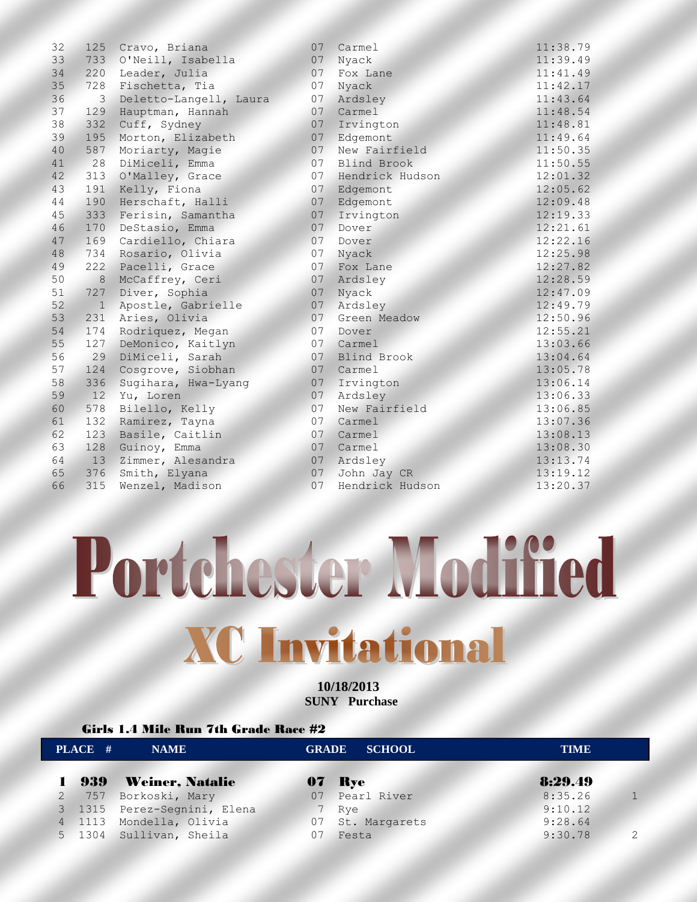| | | | | | |
|---|---|---|---|---|---|
| 32 | 125 | Cravo, Briana | 07 | Carmel | 11:38.79 |
| 33 | 733 | O'Neill, Isabella | 07 | Nyack | 11:39.49 |
| 34 | 220 | Leader, Julia | 07 | Fox Lane | 11:41.49 |
| 35 | 728 | Fischetta, Tia | 07 | Nyack | 11:42.17 |
| 36 | 3 | Deletto-Langell, Laura | 07 | Ardsley | 11:43.64 |
| 37 | 129 | Hauptman, Hannah | 07 | Carmel | 11:48.54 |
| 38 | 332 | Cuff, Sydney | 07 | Irvington | 11:48.81 |
| 39 | 195 | Morton, Elizabeth | 07 | Edgemont | 11:49.64 |
| 40 | 587 | Moriarty, Magie | 07 | New Fairfield | 11:50.35 |
| 41 | 28 | DiMiceli, Emma | 07 | Blind Brook | 11:50.55 |
| 42 | 313 | O'Malley, Grace | 07 | Hendrick Hudson | 12:01.32 |
| 43 | 191 | Kelly, Fiona | 07 | Edgemont | 12:05.62 |
| 44 | 190 | Herschaft, Halli | 07 | Edgemont | 12:09.48 |
| 45 | 333 | Ferisin, Samantha | 07 | Irvington | 12:19.33 |
| 46 | 170 | DeStasio, Emma | 07 | Dover | 12:21.61 |
| 47 | 169 | Cardiello, Chiara | 07 | Dover | 12:22.16 |
| 48 | 734 | Rosario, Olivia | 07 | Nyack | 12:25.98 |
| 49 | 222 | Pacelli, Grace | 07 | Fox Lane | 12:27.82 |
| 50 | 8 | McCaffrey, Ceri | 07 | Ardsley | 12:28.59 |
| 51 | 727 | Diver, Sophia | 07 | Nyack | 12:47.09 |
| 52 | 1 | Apostle, Gabrielle | 07 | Ardsley | 12:49.79 |
| 53 | 231 | Aries, Olivia | 07 | Green Meadow | 12:50.96 |
| 54 | 174 | Rodriquez, Megan | 07 | Dover | 12:55.21 |
| 55 | 127 | DeMonico, Kaitlyn | 07 | Carmel | 13:03.66 |
| 56 | 29 | DiMiceli, Sarah | 07 | Blind Brook | 13:04.64 |
| 57 | 124 | Cosgrove, Siobhan | 07 | Carmel | 13:05.78 |
| 58 | 336 | Sugihara, Hwa-Lyang | 07 | Irvington | 13:06.14 |
| 59 | 12 | Yu, Loren | 07 | Ardsley | 13:06.33 |
| 60 | 578 | Bilello, Kelly | 07 | New Fairfield | 13:06.85 |
| 61 | 132 | Ramirez, Tayna | 07 | Carmel | 13:07.36 |
| 62 | 123 | Basile, Caitlin | 07 | Carmel | 13:08.13 |
| 63 | 128 | Guinoy, Emma | 07 | Carmel | 13:08.30 |
| 64 | 13 | Zimmer, Alesandra | 07 | Ardsley | 13:13.74 |
| 65 | 376 | Smith, Elyana | 07 | John Jay CR | 13:19.12 |
| 66 | 315 | Wenzel, Madison | 07 | Hendrick Hudson | 13:20.37 |

# Portchester Modified

## XC Invitational

**10/18/2013**
**SUNY Purchase**

### Girls 1.4 Mile Run 7th Grade Race #2

| PLACE | # | NAME | GRADE | SCHOOL | TIME | |
|---|---|---|---|---|---|---|
| **1** | **939** | **Weiner, Natalie** | **07** | **Rye** | **8:29.49** | |
| 2 | 757 | Borkoski, Mary | 07 | Pearl River | 8:35.26 | 1 |
| 3 | 1315 | Perez-Segnini, Elena | 7 | Rye | 9:10.12 | |
| 4 | 1113 | Mondella, Olivia | 07 | St. Margarets | 9:28.64 | |
| 5 | 1304 | Sullivan, Sheila | 07 | Festa | 9:30.78 | 2 |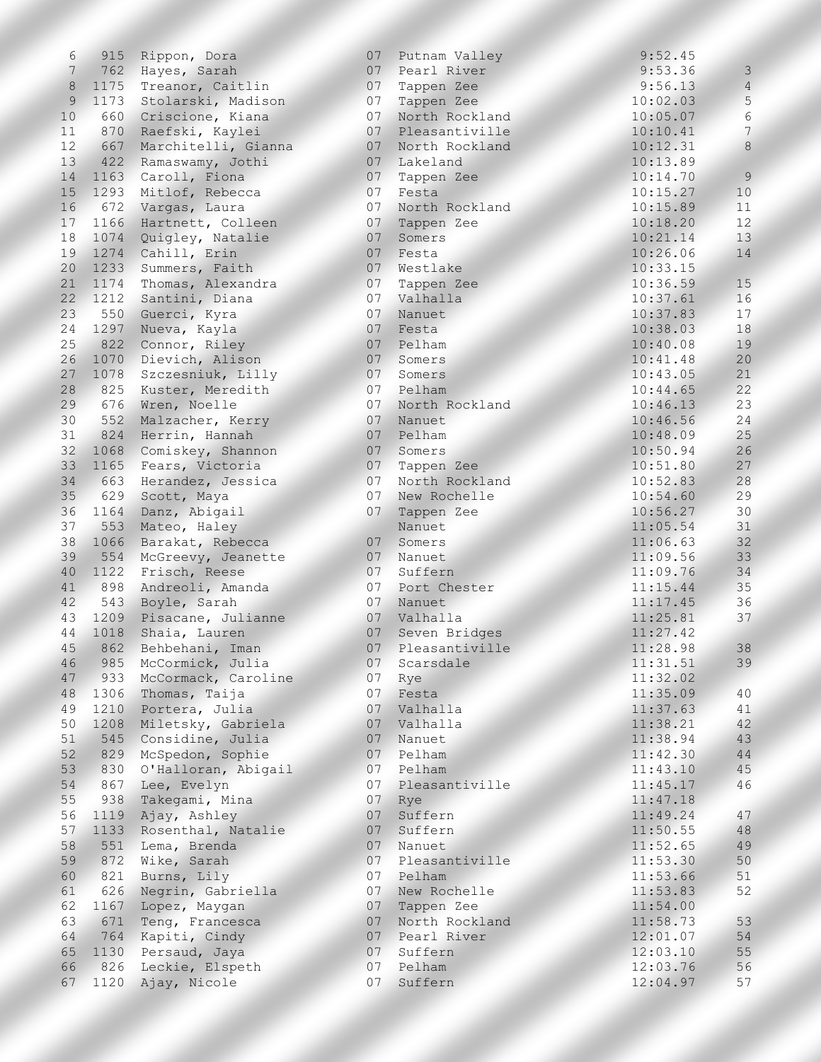| | | | | | | |
|---|---|---|---|---|---|---|
| 6 | 915 | Rippon, Dora | 07 | Putnam Valley | 9:52.45 | |
| 7 | 762 | Hayes, Sarah | 07 | Pearl River | 9:53.36 | 3 |
| 8 | 1175 | Treanor, Caitlin | 07 | Tappen Zee | 9:56.13 | 4 |
| 9 | 1173 | Stolarski, Madison | 07 | Tappen Zee | 10:02.03 | 5 |
| 10 | 660 | Criscione, Kiana | 07 | North Rockland | 10:05.07 | 6 |
| 11 | 870 | Raefski, Kaylei | 07 | Pleasantiville | 10:10.41 | 7 |
| 12 | 667 | Marchitelli, Gianna | 07 | North Rockland | 10:12.31 | 8 |
| 13 | 422 | Ramaswamy, Jothi | 07 | Lakeland | 10:13.89 | |
| 14 | 1163 | Caroll, Fiona | 07 | Tappen Zee | 10:14.70 | 9 |
| 15 | 1293 | Mitlof, Rebecca | 07 | Festa | 10:15.27 | 10 |
| 16 | 672 | Vargas, Laura | 07 | North Rockland | 10:15.89 | 11 |
| 17 | 1166 | Hartnett, Colleen | 07 | Tappen Zee | 10:18.20 | 12 |
| 18 | 1074 | Quigley, Natalie | 07 | Somers | 10:21.14 | 13 |
| 19 | 1274 | Cahill, Erin | 07 | Festa | 10:26.06 | 14 |
| 20 | 1233 | Summers, Faith | 07 | Westlake | 10:33.15 | |
| 21 | 1174 | Thomas, Alexandra | 07 | Tappen Zee | 10:36.59 | 15 |
| 22 | 1212 | Santini, Diana | 07 | Valhalla | 10:37.61 | 16 |
| 23 | 550 | Guerci, Kyra | 07 | Nanuet | 10:37.83 | 17 |
| 24 | 1297 | Nueva, Kayla | 07 | Festa | 10:38.03 | 18 |
| 25 | 822 | Connor, Riley | 07 | Pelham | 10:40.08 | 19 |
| 26 | 1070 | Dievich, Alison | 07 | Somers | 10:41.48 | 20 |
| 27 | 1078 | Szczesniuk, Lilly | 07 | Somers | 10:43.05 | 21 |
| 28 | 825 | Kuster, Meredith | 07 | Pelham | 10:44.65 | 22 |
| 29 | 676 | Wren, Noelle | 07 | North Rockland | 10:46.13 | 23 |
| 30 | 552 | Malzacher, Kerry | 07 | Nanuet | 10:46.56 | 24 |
| 31 | 824 | Herrin, Hannah | 07 | Pelham | 10:48.09 | 25 |
| 32 | 1068 | Comiskey, Shannon | 07 | Somers | 10:50.94 | 26 |
| 33 | 1165 | Fears, Victoria | 07 | Tappen Zee | 10:51.80 | 27 |
| 34 | 663 | Herandez, Jessica | 07 | North Rockland | 10:52.83 | 28 |
| 35 | 629 | Scott, Maya | 07 | New Rochelle | 10:54.60 | 29 |
| 36 | 1164 | Danz, Abigail | 07 | Tappen Zee | 10:56.27 | 30 |
| 37 | 553 | Mateo, Haley | | Nanuet | 11:05.54 | 31 |
| 38 | 1066 | Barakat, Rebecca | 07 | Somers | 11:06.63 | 32 |
| 39 | 554 | McGreevy, Jeanette | 07 | Nanuet | 11:09.56 | 33 |
| 40 | 1122 | Frisch, Reese | 07 | Suffern | 11:09.76 | 34 |
| 41 | 898 | Andreoli, Amanda | 07 | Port Chester | 11:15.44 | 35 |
| 42 | 543 | Boyle, Sarah | 07 | Nanuet | 11:17.45 | 36 |
| 43 | 1209 | Pisacane, Julianne | 07 | Valhalla | 11:25.81 | 37 |
| 44 | 1018 | Shaia, Lauren | 07 | Seven Bridges | 11:27.42 | |
| 45 | 862 | Behbehani, Iman | 07 | Pleasantiville | 11:28.98 | 38 |
| 46 | 985 | McCormick, Julia | 07 | Scarsdale | 11:31.51 | 39 |
| 47 | 933 | McCormack, Caroline | 07 | Rye | 11:32.02 | |
| 48 | 1306 | Thomas, Taija | 07 | Festa | 11:35.09 | 40 |
| 49 | 1210 | Portera, Julia | 07 | Valhalla | 11:37.63 | 41 |
| 50 | 1208 | Miletsky, Gabriela | 07 | Valhalla | 11:38.21 | 42 |
| 51 | 545 | Considine, Julia | 07 | Nanuet | 11:38.94 | 43 |
| 52 | 829 | McSpedon, Sophie | 07 | Pelham | 11:42.30 | 44 |
| 53 | 830 | O'Halloran, Abigail | 07 | Pelham | 11:43.10 | 45 |
| 54 | 867 | Lee, Evelyn | 07 | Pleasantiville | 11:45.17 | 46 |
| 55 | 938 | Takegami, Mina | 07 | Rye | 11:47.18 | |
| 56 | 1119 | Ajay, Ashley | 07 | Suffern | 11:49.24 | 47 |
| 57 | 1133 | Rosenthal, Natalie | 07 | Suffern | 11:50.55 | 48 |
| 58 | 551 | Lema, Brenda | 07 | Nanuet | 11:52.65 | 49 |
| 59 | 872 | Wike, Sarah | 07 | Pleasantiville | 11:53.30 | 50 |
| 60 | 821 | Burns, Lily | 07 | Pelham | 11:53.66 | 51 |
| 61 | 626 | Negrin, Gabriella | 07 | New Rochelle | 11:53.83 | 52 |
| 62 | 1167 | Lopez, Maygan | 07 | Tappen Zee | 11:54.00 | |
| 63 | 671 | Teng, Francesca | 07 | North Rockland | 11:58.73 | 53 |
| 64 | 764 | Kapiti, Cindy | 07 | Pearl River | 12:01.07 | 54 |
| 65 | 1130 | Persaud, Jaya | 07 | Suffern | 12:03.10 | 55 |
| 66 | 826 | Leckie, Elspeth | 07 | Pelham | 12:03.76 | 56 |
| 67 | 1120 | Ajay, Nicole | 07 | Suffern | 12:04.97 | 57 |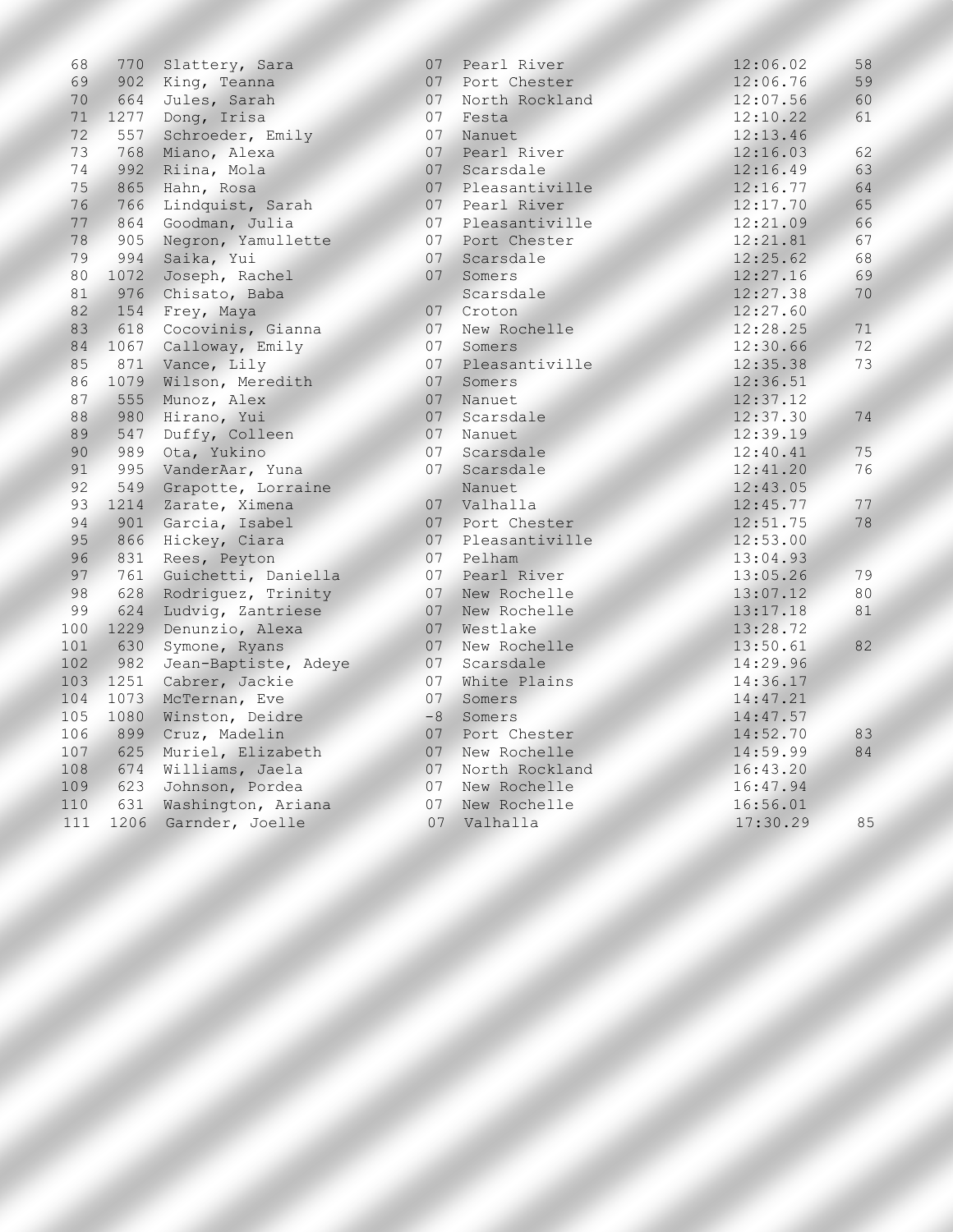| | | | | | | |
|---|---|---|---|---|---|---|
| 68 | 770 | Slattery, Sara | 07 | Pearl River | 12:06.02 | 58 |
| 69 | 902 | King, Teanna | 07 | Port Chester | 12:06.76 | 59 |
| 70 | 664 | Jules, Sarah | 07 | North Rockland | 12:07.56 | 60 |
| 71 | 1277 | Dong, Irisa | 07 | Festa | 12:10.22 | 61 |
| 72 | 557 | Schroeder, Emily | 07 | Nanuet | 12:13.46 | |
| 73 | 768 | Miano, Alexa | 07 | Pearl River | 12:16.03 | 62 |
| 74 | 992 | Riina, Mola | 07 | Scarsdale | 12:16.49 | 63 |
| 75 | 865 | Hahn, Rosa | 07 | Pleasantiville | 12:16.77 | 64 |
| 76 | 766 | Lindquist, Sarah | 07 | Pearl River | 12:17.70 | 65 |
| 77 | 864 | Goodman, Julia | 07 | Pleasantiville | 12:21.09 | 66 |
| 78 | 905 | Negron, Yamullette | 07 | Port Chester | 12:21.81 | 67 |
| 79 | 994 | Saika, Yui | 07 | Scarsdale | 12:25.62 | 68 |
| 80 | 1072 | Joseph, Rachel | 07 | Somers | 12:27.16 | 69 |
| 81 | 976 | Chisato, Baba | | Scarsdale | 12:27.38 | 70 |
| 82 | 154 | Frey, Maya | 07 | Croton | 12:27.60 | |
| 83 | 618 | Cocovinis, Gianna | 07 | New Rochelle | 12:28.25 | 71 |
| 84 | 1067 | Calloway, Emily | 07 | Somers | 12:30.66 | 72 |
| 85 | 871 | Vance, Lily | 07 | Pleasantiville | 12:35.38 | 73 |
| 86 | 1079 | Wilson, Meredith | 07 | Somers | 12:36.51 | |
| 87 | 555 | Munoz, Alex | 07 | Nanuet | 12:37.12 | |
| 88 | 980 | Hirano, Yui | 07 | Scarsdale | 12:37.30 | 74 |
| 89 | 547 | Duffy, Colleen | 07 | Nanuet | 12:39.19 | |
| 90 | 989 | Ota, Yukino | 07 | Scarsdale | 12:40.41 | 75 |
| 91 | 995 | VanderAar, Yuna | 07 | Scarsdale | 12:41.20 | 76 |
| 92 | 549 | Grapotte, Lorraine | | Nanuet | 12:43.05 | |
| 93 | 1214 | Zarate, Ximena | 07 | Valhalla | 12:45.77 | 77 |
| 94 | 901 | Garcia, Isabel | 07 | Port Chester | 12:51.75 | 78 |
| 95 | 866 | Hickey, Ciara | 07 | Pleasantiville | 12:53.00 | |
| 96 | 831 | Rees, Peyton | 07 | Pelham | 13:04.93 | |
| 97 | 761 | Guichetti, Daniella | 07 | Pearl River | 13:05.26 | 79 |
| 98 | 628 | Rodriguez, Trinity | 07 | New Rochelle | 13:07.12 | 80 |
| 99 | 624 | Ludvig, Zantriese | 07 | New Rochelle | 13:17.18 | 81 |
| 100 | 1229 | Denunzio, Alexa | 07 | Westlake | 13:28.72 | |
| 101 | 630 | Symone, Ryans | 07 | New Rochelle | 13:50.61 | 82 |
| 102 | 982 | Jean-Baptiste, Adeye | 07 | Scarsdale | 14:29.96 | |
| 103 | 1251 | Cabrer, Jackie | 07 | White Plains | 14:36.17 | |
| 104 | 1073 | McTernan, Eve | 07 | Somers | 14:47.21 | |
| 105 | 1080 | Winston, Deidre | -8 | Somers | 14:47.57 | |
| 106 | 899 | Cruz, Madelin | 07 | Port Chester | 14:52.70 | 83 |
| 107 | 625 | Muriel, Elizabeth | 07 | New Rochelle | 14:59.99 | 84 |
| 108 | 674 | Williams, Jaela | 07 | North Rockland | 16:43.20 | |
| 109 | 623 | Johnson, Pordea | 07 | New Rochelle | 16:47.94 | |
| 110 | 631 | Washington, Ariana | 07 | New Rochelle | 16:56.01 | |
| 111 | 1206 | Garnder, Joelle | 07 | Valhalla | 17:30.29 | 85 |